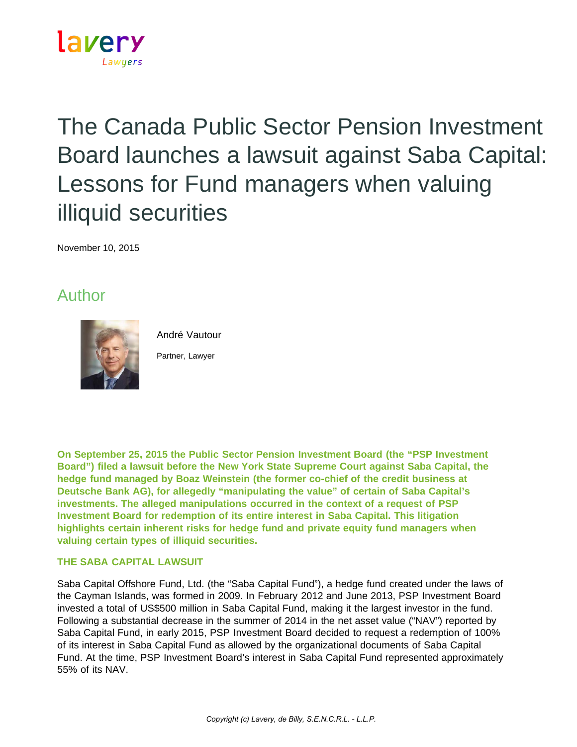lavery
Lawyers

# The Canada Public Sector Pension Investment Board launches a lawsuit against Saba Capital: Lessons for Fund managers when valuing illiquid securities

November 10, 2015

## Author

André Vautour

Partner, Lawyer

**On September 25, 2015 the Public Sector Pension Investment Board (the "PSP Investment Board") filed a lawsuit before the New York State Supreme Court against Saba Capital, the hedge fund managed by Boaz Weinstein (the former co-chief of the credit business at Deutsche Bank AG), for allegedly "manipulating the value" of certain of Saba Capital's investments. The alleged manipulations occurred in the context of a request of PSP Investment Board for redemption of its entire interest in Saba Capital. This litigation highlights certain inherent risks for hedge fund and private equity fund managers when valuing certain types of illiquid securities.**

### THE SABA CAPITAL LAWSUIT

Saba Capital Offshore Fund, Ltd. (the "Saba Capital Fund"), a hedge fund created under the laws of the Cayman Islands, was formed in 2009. In February 2012 and June 2013, PSP Investment Board invested a total of US$500 million in Saba Capital Fund, making it the largest investor in the fund. Following a substantial decrease in the summer of 2014 in the net asset value ("NAV") reported by Saba Capital Fund, in early 2015, PSP Investment Board decided to request a redemption of 100% of its interest in Saba Capital Fund as allowed by the organizational documents of Saba Capital Fund. At the time, PSP Investment Board's interest in Saba Capital Fund represented approximately 55% of its NAV.

Copyright (c) Lavery, de Billy, S.E.N.C.R.L. - L.L.P.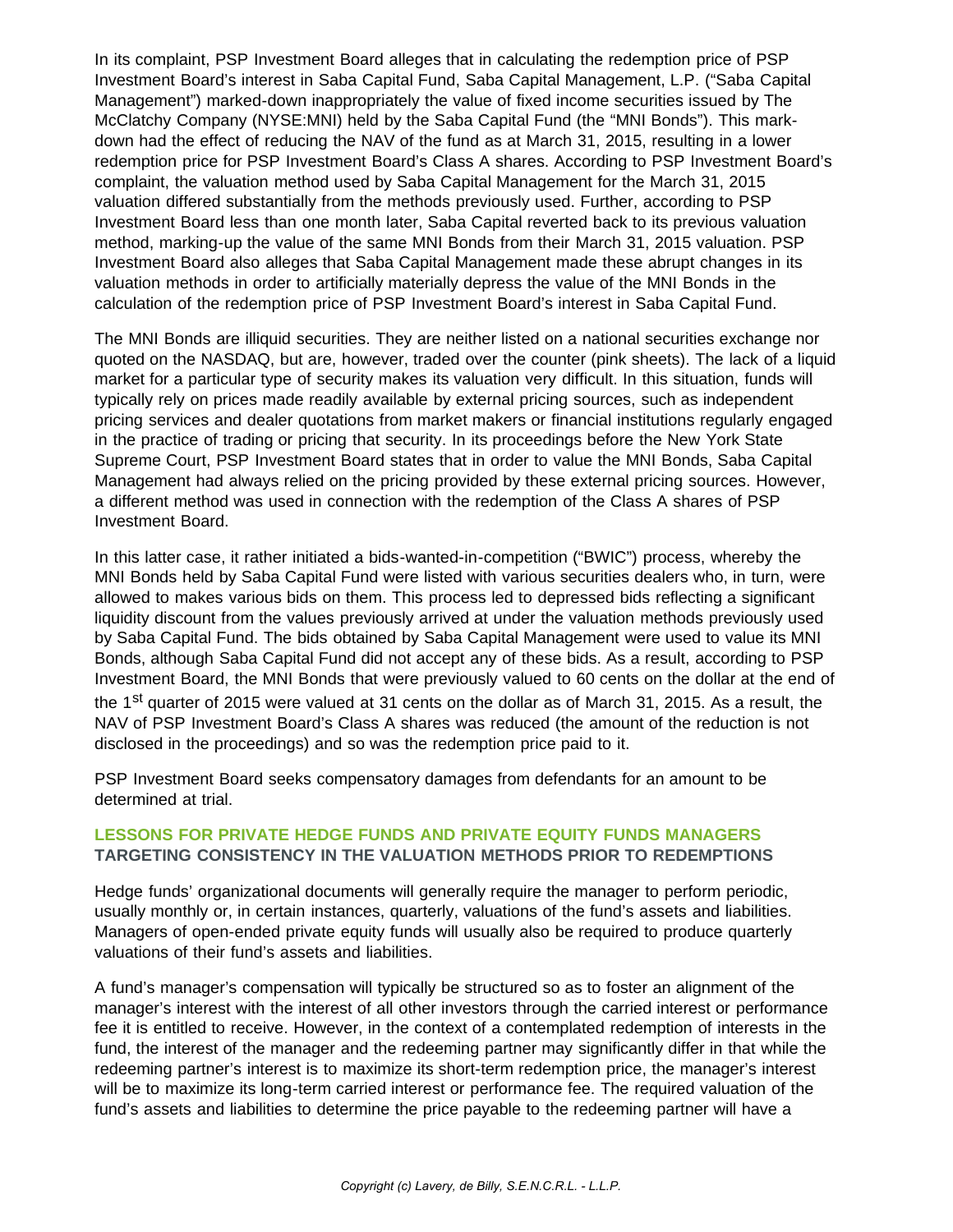In its complaint, PSP Investment Board alleges that in calculating the redemption price of PSP Investment Board's interest in Saba Capital Fund, Saba Capital Management, L.P. ("Saba Capital Management") marked-down inappropriately the value of fixed income securities issued by The McClatchy Company (NYSE:MNI) held by the Saba Capital Fund (the "MNI Bonds"). This markdown had the effect of reducing the NAV of the fund as at March 31, 2015, resulting in a lower redemption price for PSP Investment Board's Class A shares. According to PSP Investment Board's complaint, the valuation method used by Saba Capital Management for the March 31, 2015 valuation differed substantially from the methods previously used. Further, according to PSP Investment Board less than one month later, Saba Capital reverted back to its previous valuation method, marking-up the value of the same MNI Bonds from their March 31, 2015 valuation. PSP Investment Board also alleges that Saba Capital Management made these abrupt changes in its valuation methods in order to artificially materially depress the value of the MNI Bonds in the calculation of the redemption price of PSP Investment Board's interest in Saba Capital Fund.

The MNI Bonds are illiquid securities. They are neither listed on a national securities exchange nor quoted on the NASDAQ, but are, however, traded over the counter (pink sheets). The lack of a liquid market for a particular type of security makes its valuation very difficult. In this situation, funds will typically rely on prices made readily available by external pricing sources, such as independent pricing services and dealer quotations from market makers or financial institutions regularly engaged in the practice of trading or pricing that security. In its proceedings before the New York State Supreme Court, PSP Investment Board states that in order to value the MNI Bonds, Saba Capital Management had always relied on the pricing provided by these external pricing sources. However, a different method was used in connection with the redemption of the Class A shares of PSP Investment Board.

In this latter case, it rather initiated a bids-wanted-in-competition ("BWIC") process, whereby the MNI Bonds held by Saba Capital Fund were listed with various securities dealers who, in turn, were allowed to makes various bids on them. This process led to depressed bids reflecting a significant liquidity discount from the values previously arrived at under the valuation methods previously used by Saba Capital Fund. The bids obtained by Saba Capital Management were used to value its MNI Bonds, although Saba Capital Fund did not accept any of these bids. As a result, according to PSP Investment Board, the MNI Bonds that were previously valued to 60 cents on the dollar at the end of the 1st quarter of 2015 were valued at 31 cents on the dollar as of March 31, 2015. As a result, the NAV of PSP Investment Board's Class A shares was reduced (the amount of the reduction is not disclosed in the proceedings) and so was the redemption price paid to it.

PSP Investment Board seeks compensatory damages from defendants for an amount to be determined at trial.

## LESSONS FOR PRIVATE HEDGE FUNDS AND PRIVATE EQUITY FUNDS MANAGERS

### TARGETING CONSISTENCY IN THE VALUATION METHODS PRIOR TO REDEMPTIONS

Hedge funds' organizational documents will generally require the manager to perform periodic, usually monthly or, in certain instances, quarterly, valuations of the fund's assets and liabilities. Managers of open-ended private equity funds will usually also be required to produce quarterly valuations of their fund's assets and liabilities.

A fund's manager's compensation will typically be structured so as to foster an alignment of the manager's interest with the interest of all other investors through the carried interest or performance fee it is entitled to receive. However, in the context of a contemplated redemption of interests in the fund, the interest of the manager and the redeeming partner may significantly differ in that while the redeeming partner's interest is to maximize its short-term redemption price, the manager's interest will be to maximize its long-term carried interest or performance fee. The required valuation of the fund's assets and liabilities to determine the price payable to the redeeming partner will have a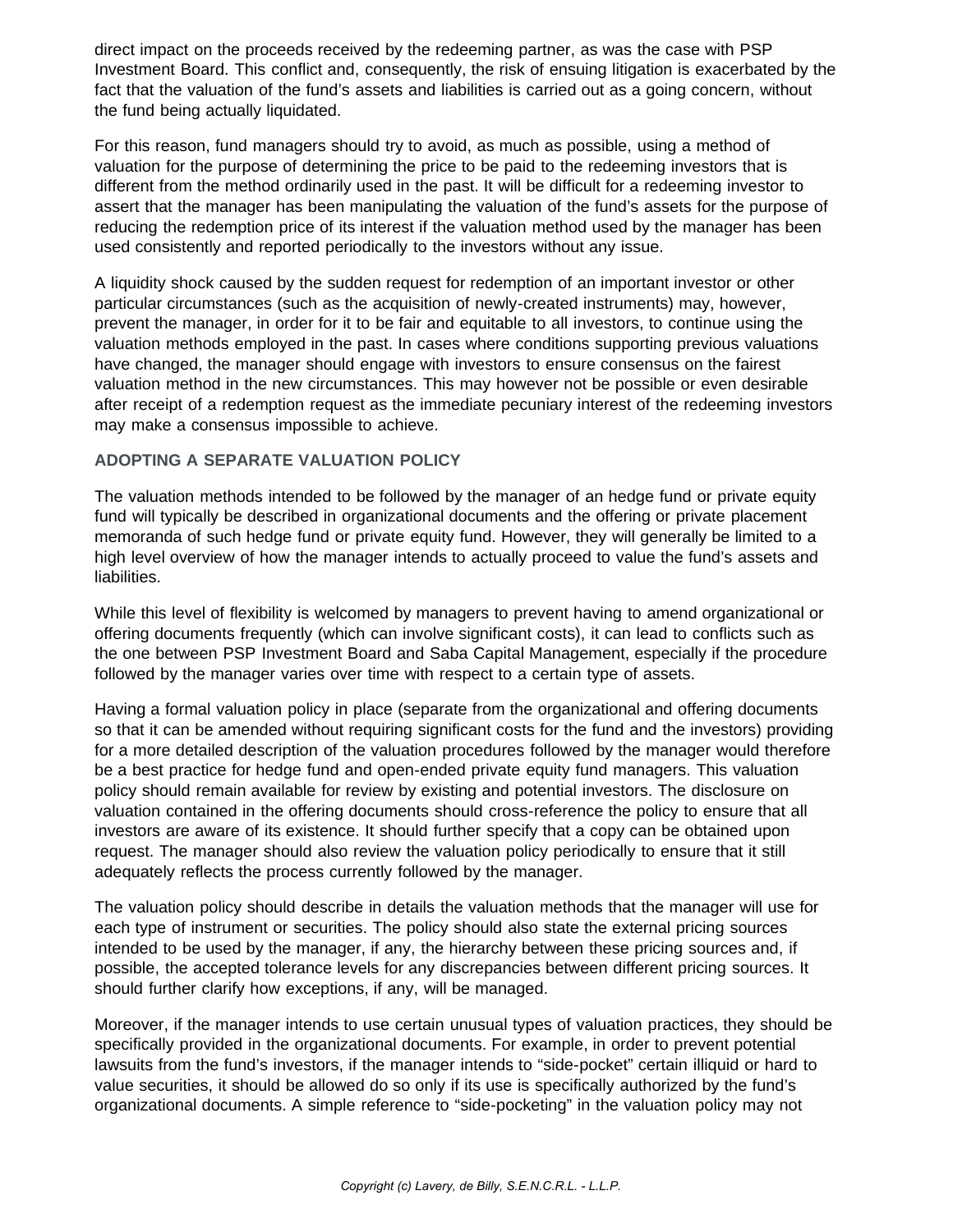direct impact on the proceeds received by the redeeming partner, as was the case with PSP Investment Board. This conflict and, consequently, the risk of ensuing litigation is exacerbated by the fact that the valuation of the fund's assets and liabilities is carried out as a going concern, without the fund being actually liquidated.

For this reason, fund managers should try to avoid, as much as possible, using a method of valuation for the purpose of determining the price to be paid to the redeeming investors that is different from the method ordinarily used in the past. It will be difficult for a redeeming investor to assert that the manager has been manipulating the valuation of the fund's assets for the purpose of reducing the redemption price of its interest if the valuation method used by the manager has been used consistently and reported periodically to the investors without any issue.

A liquidity shock caused by the sudden request for redemption of an important investor or other particular circumstances (such as the acquisition of newly-created instruments) may, however, prevent the manager, in order for it to be fair and equitable to all investors, to continue using the valuation methods employed in the past. In cases where conditions supporting previous valuations have changed, the manager should engage with investors to ensure consensus on the fairest valuation method in the new circumstances. This may however not be possible or even desirable after receipt of a redemption request as the immediate pecuniary interest of the redeeming investors may make a consensus impossible to achieve.

### ADOPTING A SEPARATE VALUATION POLICY

The valuation methods intended to be followed by the manager of an hedge fund or private equity fund will typically be described in organizational documents and the offering or private placement memoranda of such hedge fund or private equity fund. However, they will generally be limited to a high level overview of how the manager intends to actually proceed to value the fund's assets and liabilities.

While this level of flexibility is welcomed by managers to prevent having to amend organizational or offering documents frequently (which can involve significant costs), it can lead to conflicts such as the one between PSP Investment Board and Saba Capital Management, especially if the procedure followed by the manager varies over time with respect to a certain type of assets.

Having a formal valuation policy in place (separate from the organizational and offering documents so that it can be amended without requiring significant costs for the fund and the investors) providing for a more detailed description of the valuation procedures followed by the manager would therefore be a best practice for hedge fund and open-ended private equity fund managers. This valuation policy should remain available for review by existing and potential investors. The disclosure on valuation contained in the offering documents should cross-reference the policy to ensure that all investors are aware of its existence. It should further specify that a copy can be obtained upon request. The manager should also review the valuation policy periodically to ensure that it still adequately reflects the process currently followed by the manager.

The valuation policy should describe in details the valuation methods that the manager will use for each type of instrument or securities. The policy should also state the external pricing sources intended to be used by the manager, if any, the hierarchy between these pricing sources and, if possible, the accepted tolerance levels for any discrepancies between different pricing sources. It should further clarify how exceptions, if any, will be managed.

Moreover, if the manager intends to use certain unusual types of valuation practices, they should be specifically provided in the organizational documents. For example, in order to prevent potential lawsuits from the fund's investors, if the manager intends to "side-pocket" certain illiquid or hard to value securities, it should be allowed do so only if its use is specifically authorized by the fund's organizational documents. A simple reference to "side-pocketing" in the valuation policy may not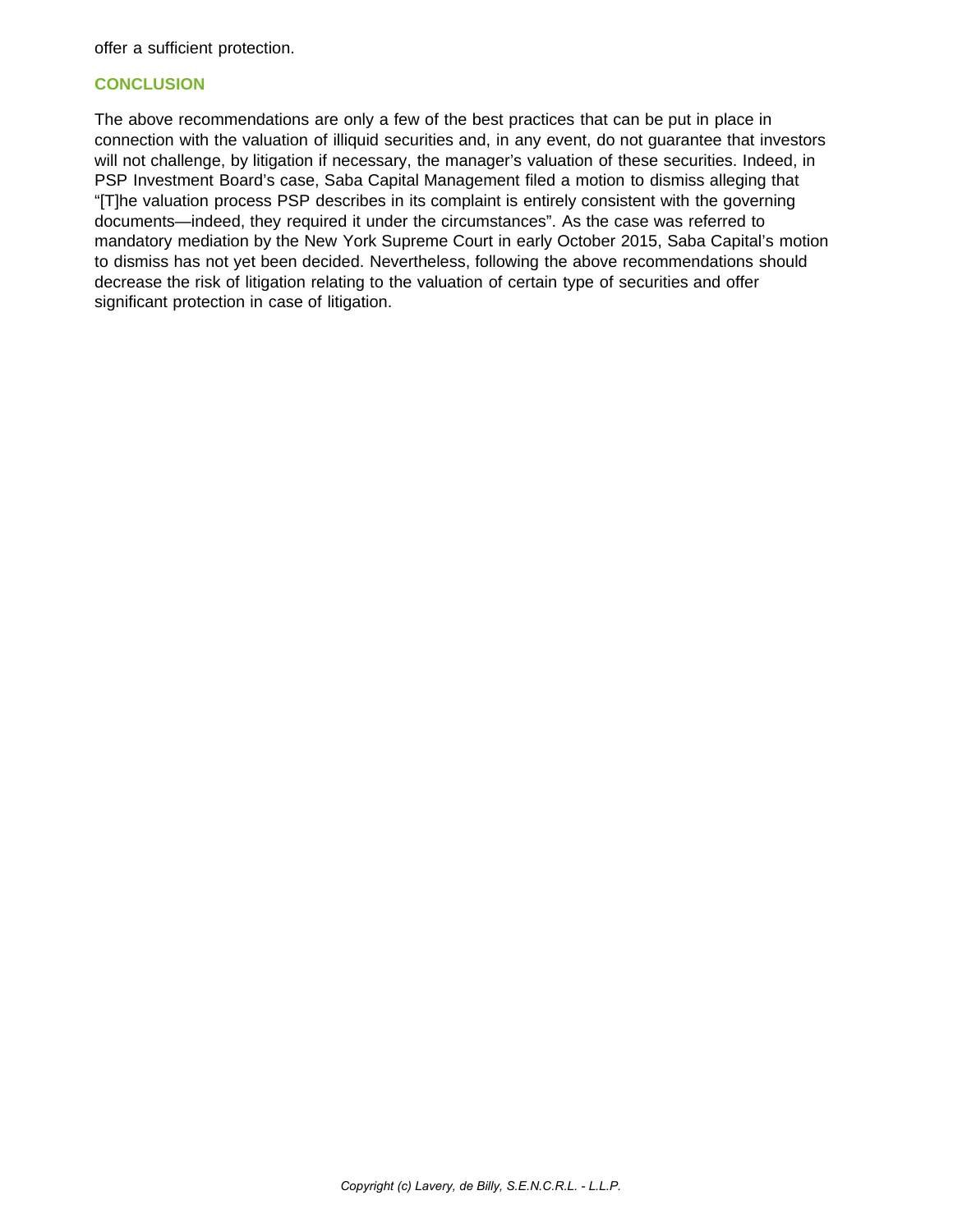offer a sufficient protection.

## CONCLUSION

The above recommendations are only a few of the best practices that can be put in place in connection with the valuation of illiquid securities and, in any event, do not guarantee that investors will not challenge, by litigation if necessary, the manager's valuation of these securities. Indeed, in PSP Investment Board's case, Saba Capital Management filed a motion to dismiss alleging that "[T]he valuation process PSP describes in its complaint is entirely consistent with the governing documents—indeed, they required it under the circumstances". As the case was referred to mandatory mediation by the New York Supreme Court in early October 2015, Saba Capital's motion to dismiss has not yet been decided. Nevertheless, following the above recommendations should decrease the risk of litigation relating to the valuation of certain type of securities and offer significant protection in case of litigation.

*Copyright (c) Lavery, de Billy, S.E.N.C.R.L. - L.L.P.*